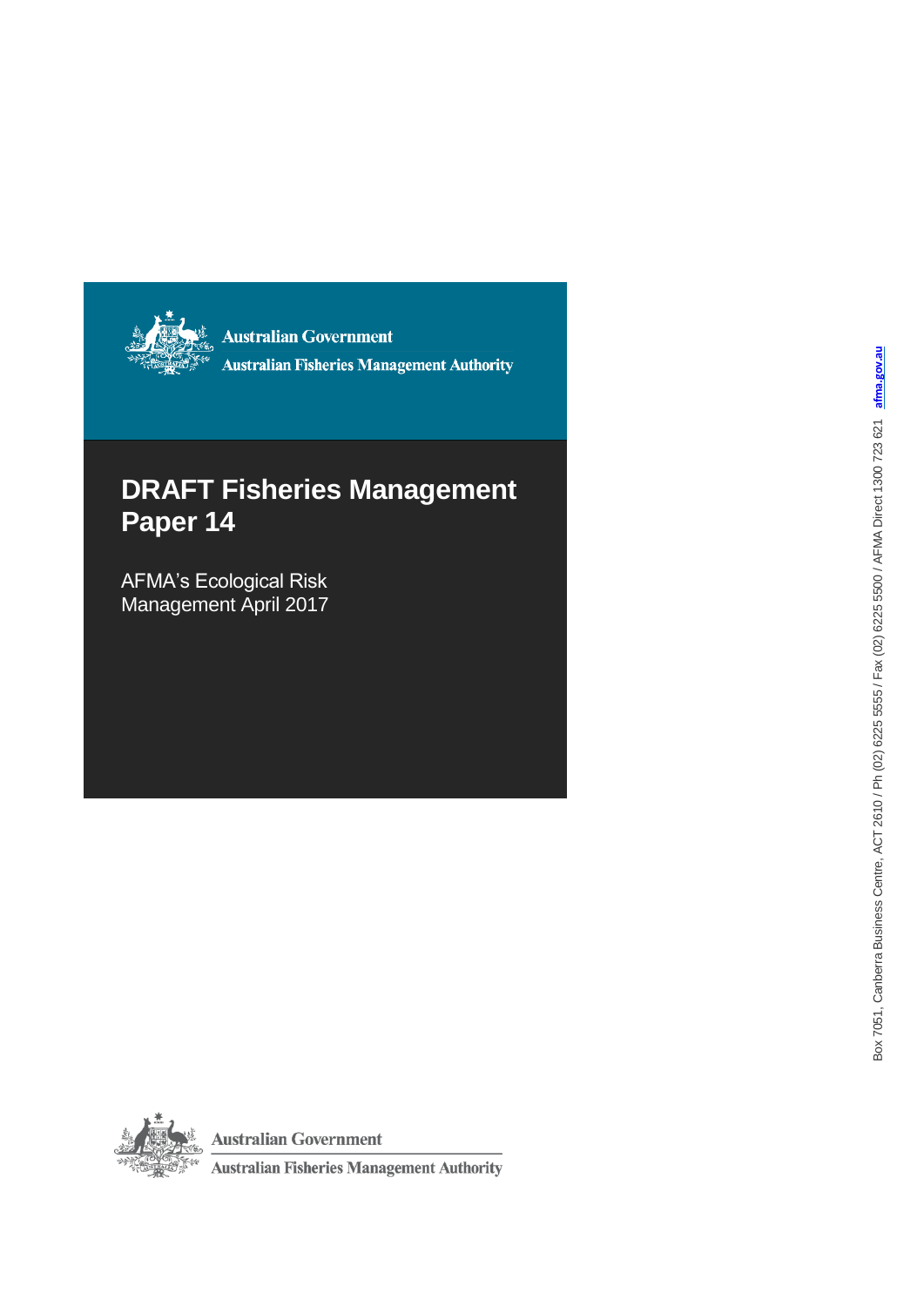Australian Government

Australian Fisheries Management Authority

# DRAFT Fisheries Management Paper 14

AFMA's Ecological Risk Management April 2017

Box 7051, Canberra Business Centre, ACT 2610 / Ph (02) 6225 5555 / Fax (02) 6225 5500 / AFMA Direct 1300 723 621 afma.gov.au

Australian Government

Australian Fisheries Management Authority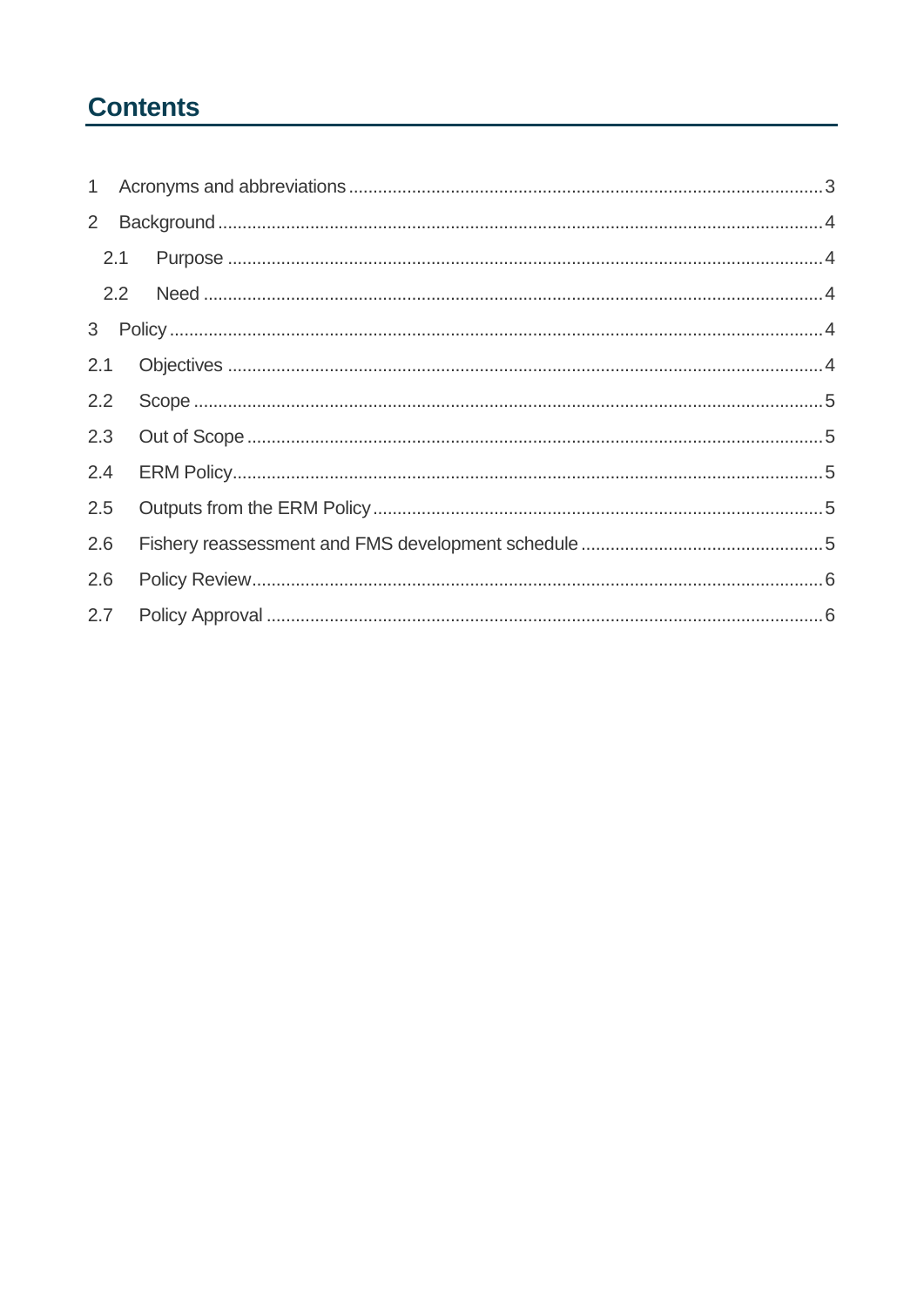# Contents

1 Acronyms and abbreviations ........ 3

2 Background ........ 4

  2.1 Purpose ........ 4

  2.2 Need ........ 4

3 Policy ........ 4

2.1 Objectives ........ 4

2.2 Scope ........ 5

2.3 Out of Scope ........ 5

2.4 ERM Policy ........ 5

2.5 Outputs from the ERM Policy ........ 5

2.6 Fishery reassessment and FMS development schedule ........ 5

2.6 Policy Review ........ 6

2.7 Policy Approval ........ 6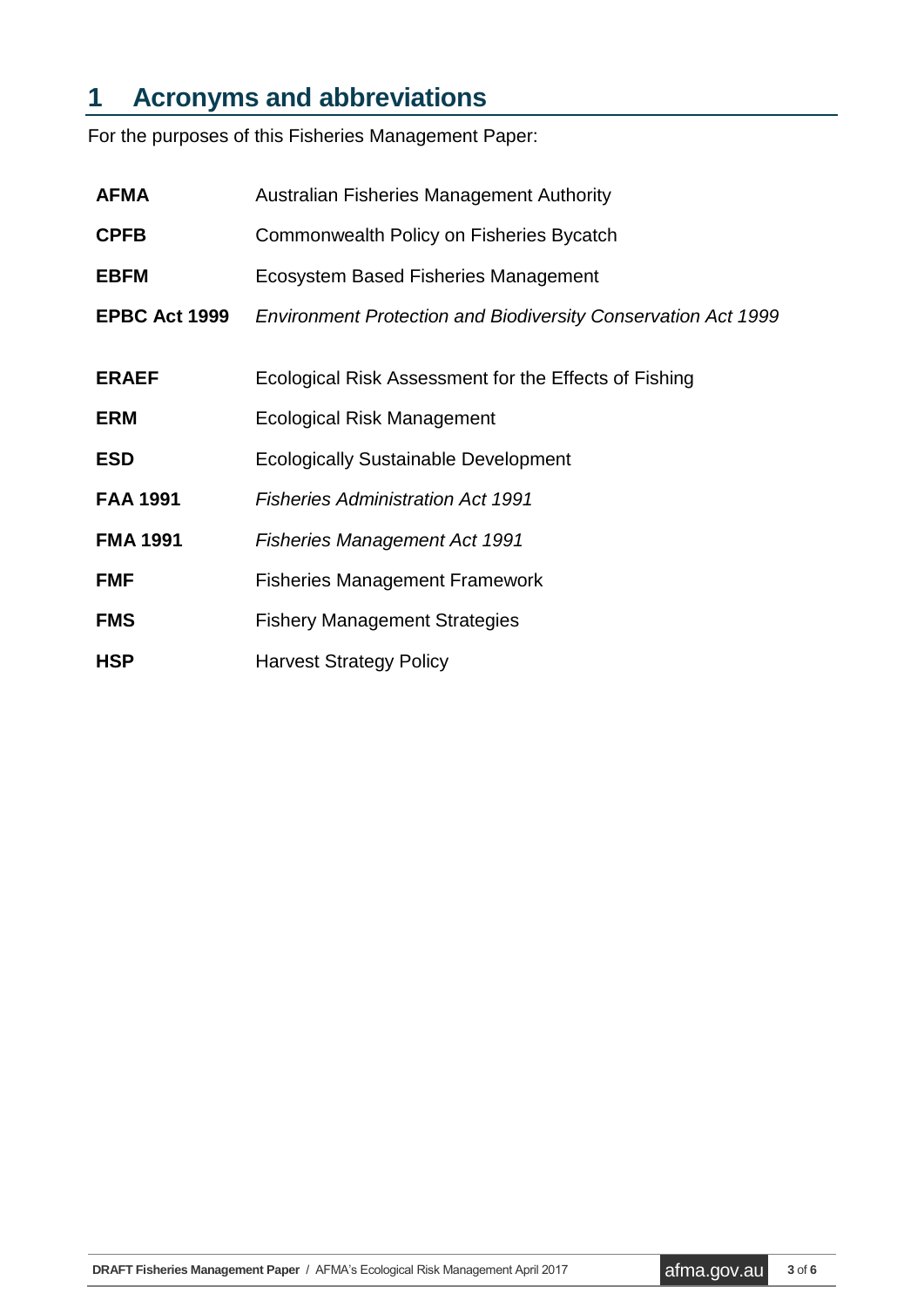# 1 Acronyms and abbreviations

For the purposes of this Fisheries Management Paper:

| | |
|---|---|
| **AFMA** | Australian Fisheries Management Authority |
| **CPFB** | Commonwealth Policy on Fisheries Bycatch |
| **EBFM** | Ecosystem Based Fisheries Management |
| **EPBC Act 1999** | *Environment Protection and Biodiversity Conservation Act 1999* |
| **ERAEF** | Ecological Risk Assessment for the Effects of Fishing |
| **ERM** | Ecological Risk Management |
| **ESD** | Ecologically Sustainable Development |
| **FAA 1991** | *Fisheries Administration Act 1991* |
| **FMA 1991** | *Fisheries Management Act 1991* |
| **FMF** | Fisheries Management Framework |
| **FMS** | Fishery Management Strategies |
| **HSP** | Harvest Strategy Policy |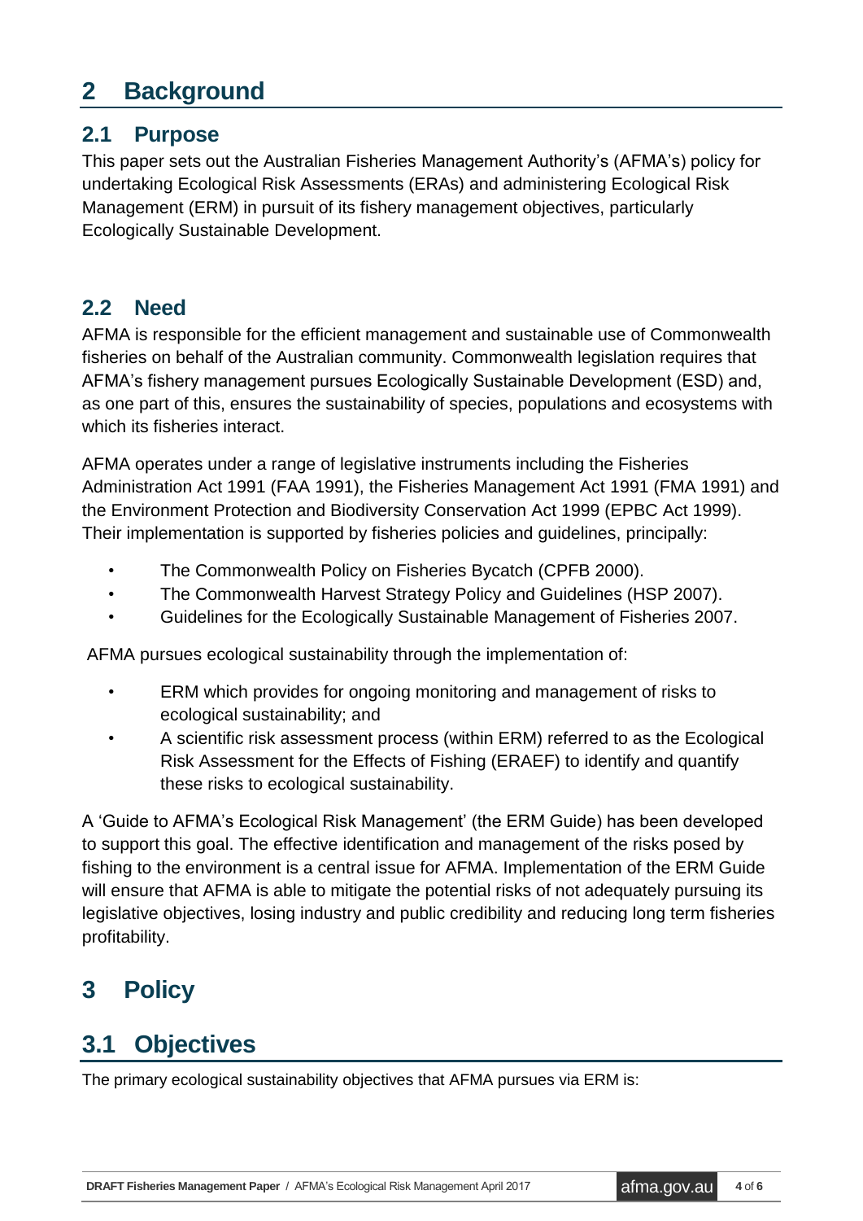# 2 Background

## 2.1 Purpose

This paper sets out the Australian Fisheries Management Authority's (AFMA's) policy for undertaking Ecological Risk Assessments (ERAs) and administering Ecological Risk Management (ERM) in pursuit of its fishery management objectives, particularly Ecologically Sustainable Development.

## 2.2 Need

AFMA is responsible for the efficient management and sustainable use of Commonwealth fisheries on behalf of the Australian community. Commonwealth legislation requires that AFMA's fishery management pursues Ecologically Sustainable Development (ESD) and, as one part of this, ensures the sustainability of species, populations and ecosystems with which its fisheries interact.

AFMA operates under a range of legislative instruments including the Fisheries Administration Act 1991 (FAA 1991), the Fisheries Management Act 1991 (FMA 1991) and the Environment Protection and Biodiversity Conservation Act 1999 (EPBC Act 1999). Their implementation is supported by fisheries policies and guidelines, principally:

- The Commonwealth Policy on Fisheries Bycatch (CPFB 2000).
- The Commonwealth Harvest Strategy Policy and Guidelines (HSP 2007).
- Guidelines for the Ecologically Sustainable Management of Fisheries 2007.

AFMA pursues ecological sustainability through the implementation of:

- ERM which provides for ongoing monitoring and management of risks to ecological sustainability; and
- A scientific risk assessment process (within ERM) referred to as the Ecological Risk Assessment for the Effects of Fishing (ERAEF) to identify and quantify these risks to ecological sustainability.

A 'Guide to AFMA's Ecological Risk Management' (the ERM Guide) has been developed to support this goal. The effective identification and management of the risks posed by fishing to the environment is a central issue for AFMA. Implementation of the ERM Guide will ensure that AFMA is able to mitigate the potential risks of not adequately pursuing its legislative objectives, losing industry and public credibility and reducing long term fisheries profitability.

# 3 Policy

## 3.1 Objectives

The primary ecological sustainability objectives that AFMA pursues via ERM is: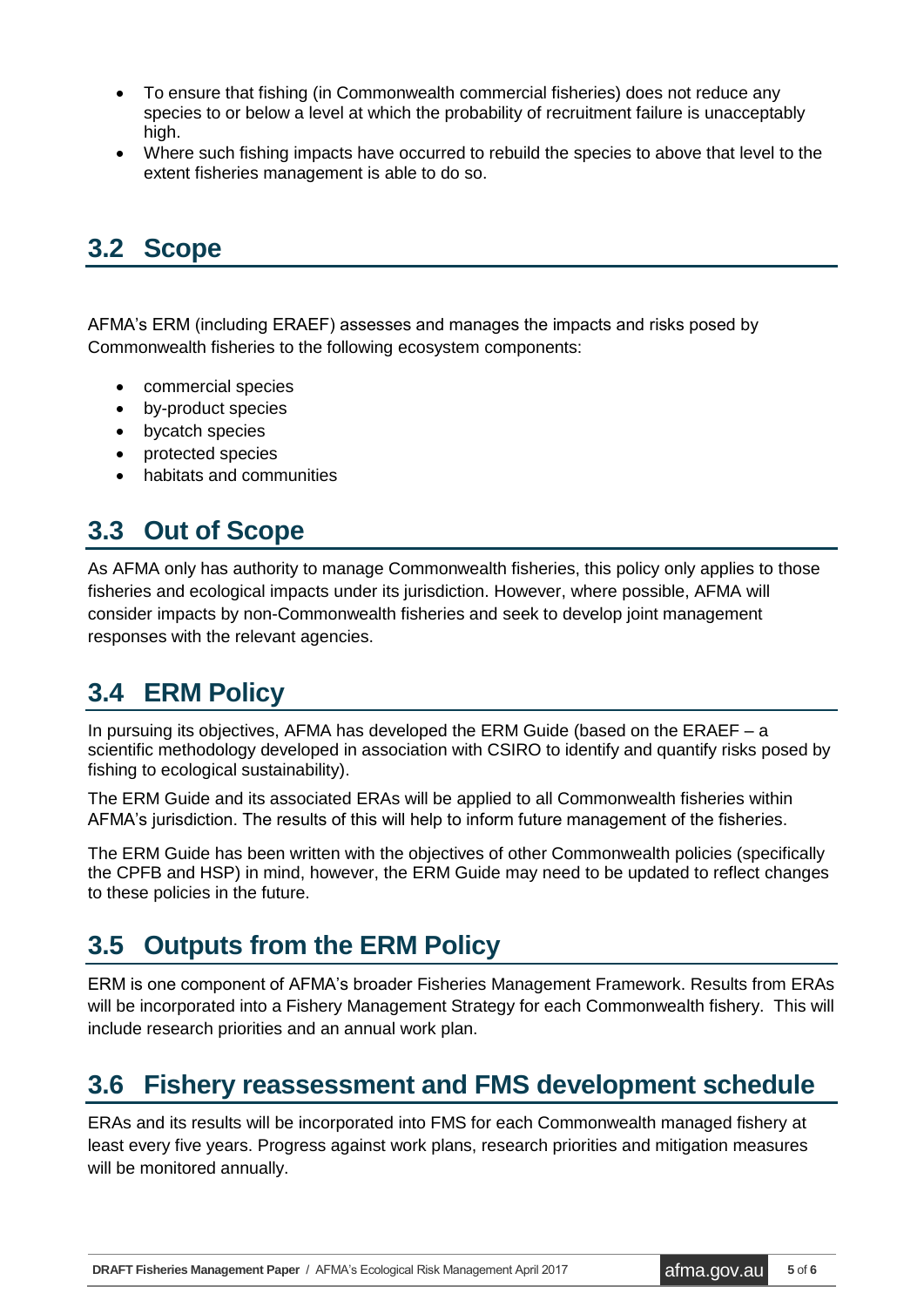- To ensure that fishing (in Commonwealth commercial fisheries) does not reduce any species to or below a level at which the probability of recruitment failure is unacceptably high.
- Where such fishing impacts have occurred to rebuild the species to above that level to the extent fisheries management is able to do so.

## 3.2 Scope

AFMA's ERM (including ERAEF) assesses and manages the impacts and risks posed by Commonwealth fisheries to the following ecosystem components:

- commercial species
- by-product species
- bycatch species
- protected species
- habitats and communities

## 3.3 Out of Scope

As AFMA only has authority to manage Commonwealth fisheries, this policy only applies to those fisheries and ecological impacts under its jurisdiction. However, where possible, AFMA will consider impacts by non-Commonwealth fisheries and seek to develop joint management responses with the relevant agencies.

## 3.4 ERM Policy

In pursuing its objectives, AFMA has developed the ERM Guide (based on the ERAEF – a scientific methodology developed in association with CSIRO to identify and quantify risks posed by fishing to ecological sustainability).

The ERM Guide and its associated ERAs will be applied to all Commonwealth fisheries within AFMA's jurisdiction. The results of this will help to inform future management of the fisheries.

The ERM Guide has been written with the objectives of other Commonwealth policies (specifically the CPFB and HSP) in mind, however, the ERM Guide may need to be updated to reflect changes to these policies in the future.

## 3.5 Outputs from the ERM Policy

ERM is one component of AFMA's broader Fisheries Management Framework. Results from ERAs will be incorporated into a Fishery Management Strategy for each Commonwealth fishery. This will include research priorities and an annual work plan.

## 3.6 Fishery reassessment and FMS development schedule

ERAs and its results will be incorporated into FMS for each Commonwealth managed fishery at least every five years. Progress against work plans, research priorities and mitigation measures will be monitored annually.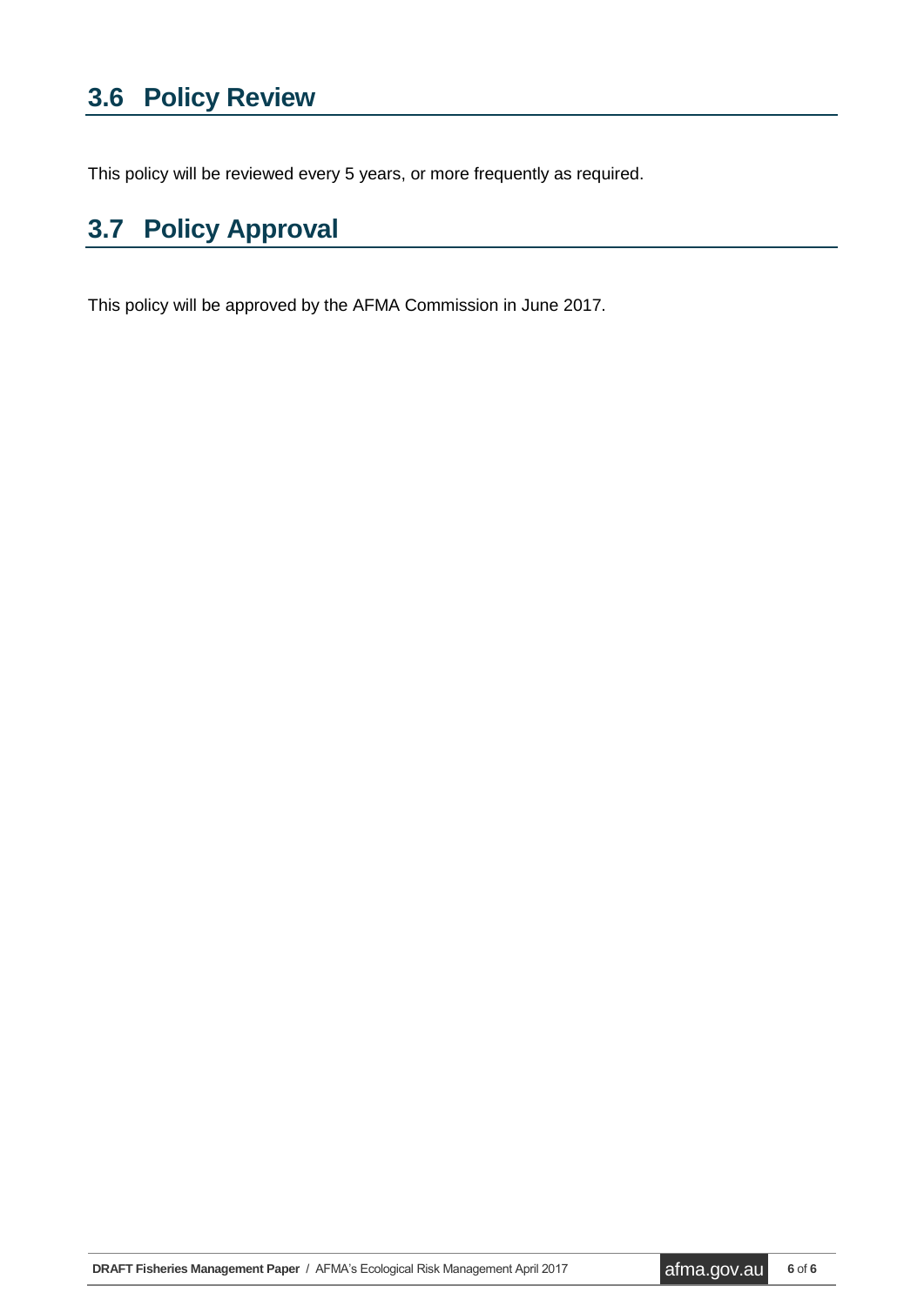## 3.6 Policy Review

This policy will be reviewed every 5 years, or more frequently as required.

## 3.7 Policy Approval

This policy will be approved by the AFMA Commission in June 2017.